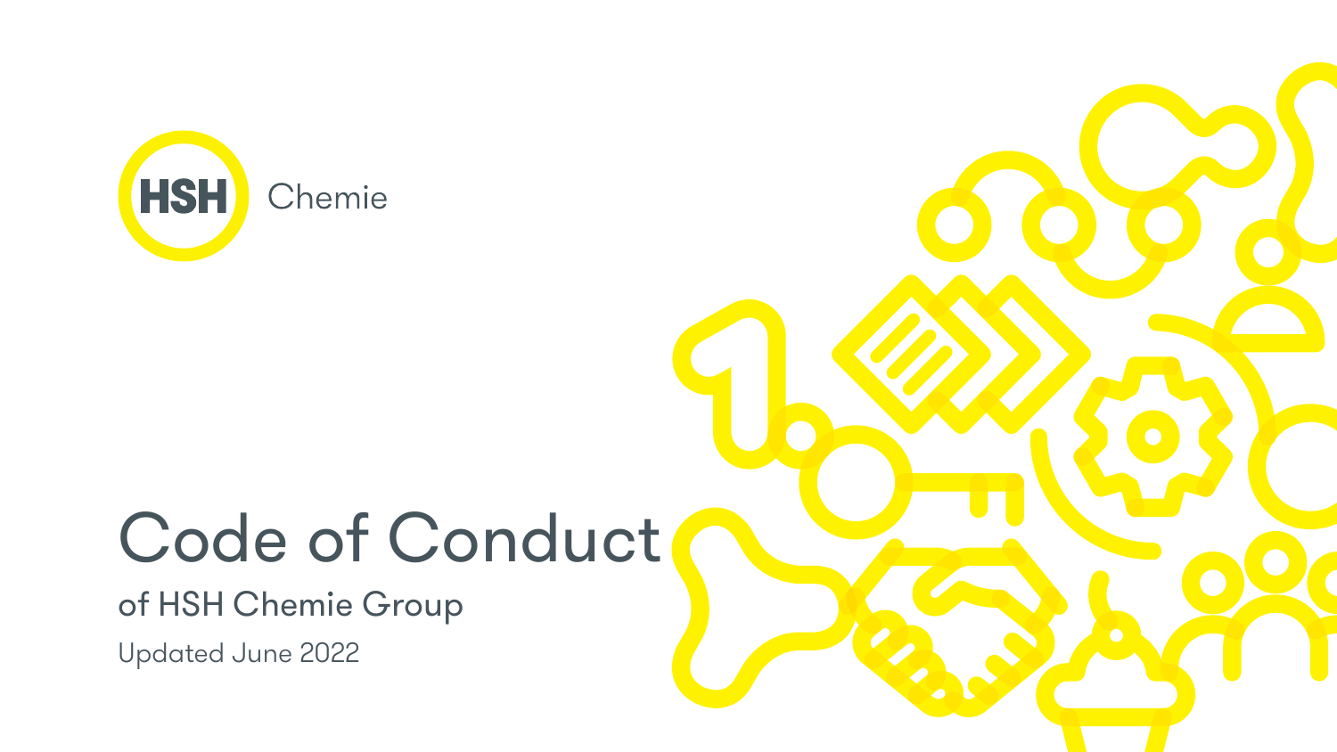HSH Chemie

# Code of Conduct

## of HSH Chemie Group

Updated June 2022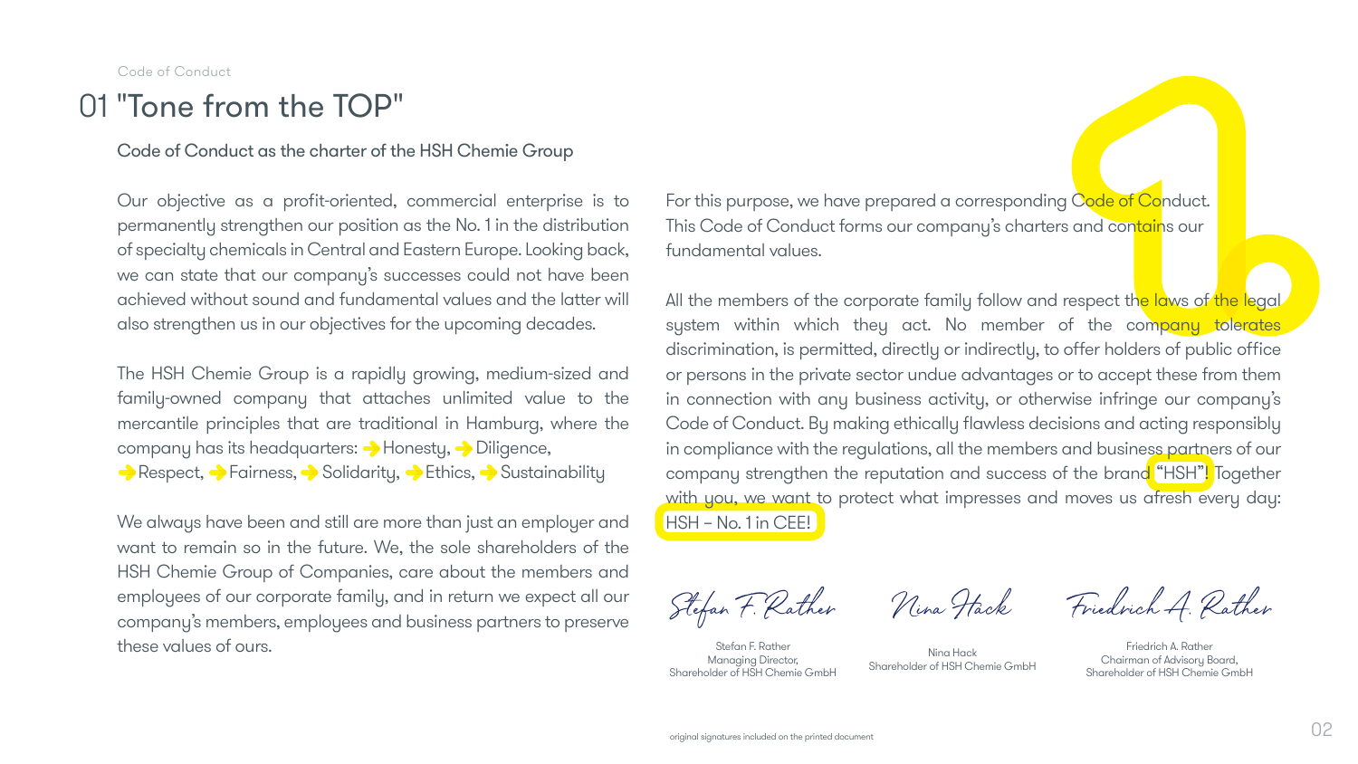# 01 "Tone from the TOP"

## Code of Conduct as the charter of the HSH Chemie Group

Our objective as a profit-oriented, commercial enterprise is to permanently strengthen our position as the No. 1 in the distribution of specialty chemicals in Central and Eastern Europe. Looking back, we can state that our company's successes could not have been achieved without sound and fundamental values and the latter will also strengthen us in our objectives for the upcoming decades.

The HSH Chemie Group is a rapidly growing, medium-sized and family-owned company that attaches unlimited value to the mercantile principles that are traditional in Hamburg, where the company has its headquarters: ➔ Honesty, ➔ Diligence, ➔ Respect, ➔ Fairness, ➔ Solidarity, ➔ Ethics, ➔ Sustainability

We always have been and still are more than just an employer and want to remain so in the future. We, the sole shareholders of the HSH Chemie Group of Companies, care about the members and employees of our corporate family, and in return we expect all our company's members, employees and business partners to preserve these values of ours.

For this purpose, we have prepared a corresponding Code of Conduct. This Code of Conduct forms our company's charters and contains our fundamental values.

All the members of the corporate family follow and respect the laws of the legal system within which they act. No member of the company tolerates discrimination, is permitted, directly or indirectly, to offer holders of public office or persons in the private sector undue advantages or to accept these from them in connection with any business activity, or otherwise infringe our company's Code of Conduct. By making ethically flawless decisions and acting responsibly in compliance with the regulations, all the members and business partners of our company strengthen the reputation and success of the brand "HSH"! Together with you, we want to protect what impresses and moves us afresh every day: HSH – No. 1 in CEE!

| Stefan F. Rather | Nina Hack | Friedrich A. Rather |
|---|---|---|
| Stefan F. Rather<br>Managing Director,<br>Shareholder of HSH Chemie GmbH | Nina Hack<br>Shareholder of HSH Chemie GmbH | Friedrich A. Rather<br>Chairman of Advisory Board,<br>Shareholder of HSH Chemie GmbH |

original signatures included on the printed document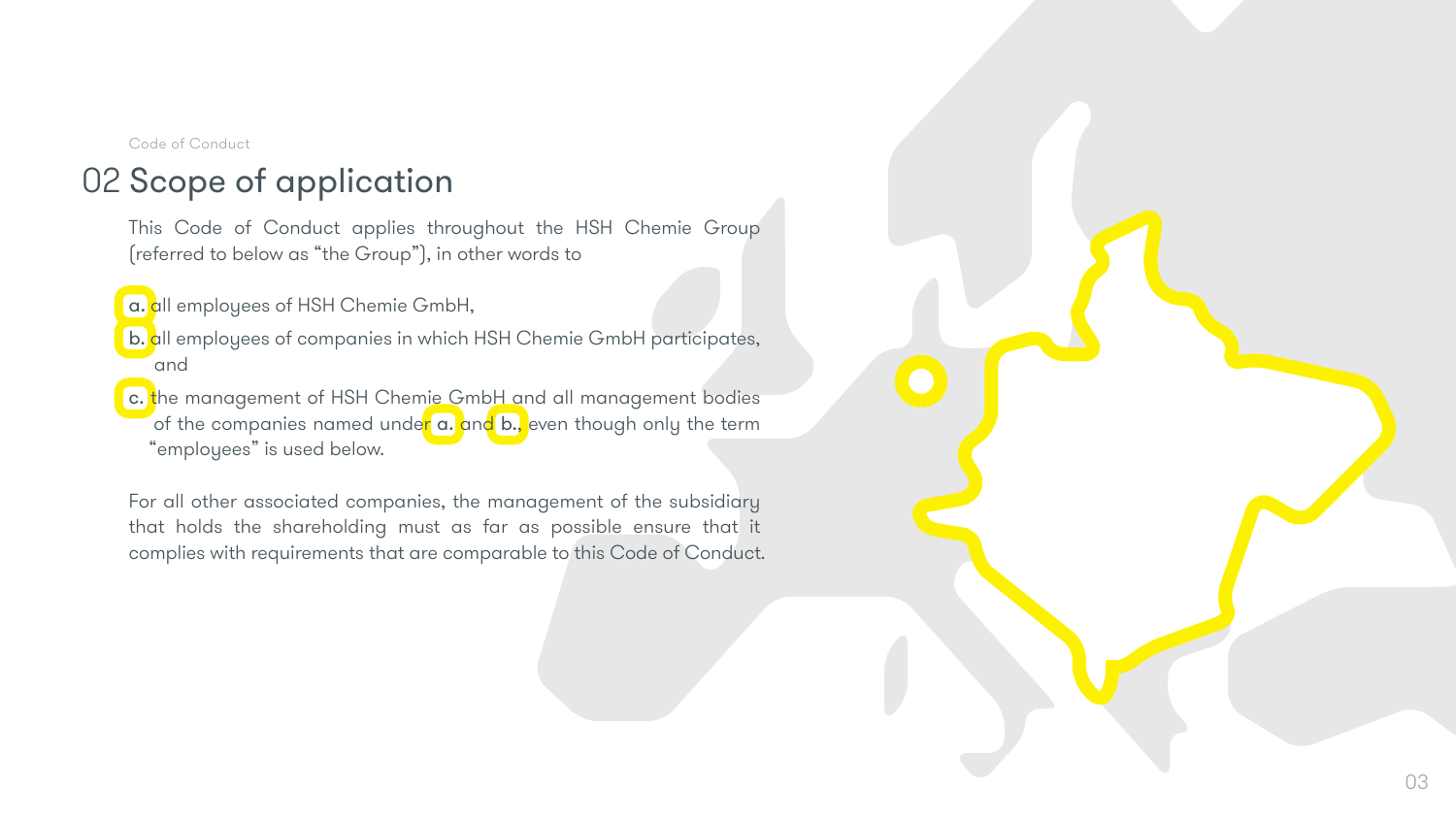Code of Conduct

# 02 Scope of application

This Code of Conduct applies throughout the HSH Chemie Group (referred to below as "the Group"), in other words to

a. all employees of HSH Chemie GmbH,

b. all employees of companies in which HSH Chemie GmbH participates, and

c. the management of HSH Chemie GmbH and all management bodies of the companies named under a. and b., even though only the term "employees" is used below.

For all other associated companies, the management of the subsidiary that holds the shareholding must as far as possible ensure that it complies with requirements that are comparable to this Code of Conduct.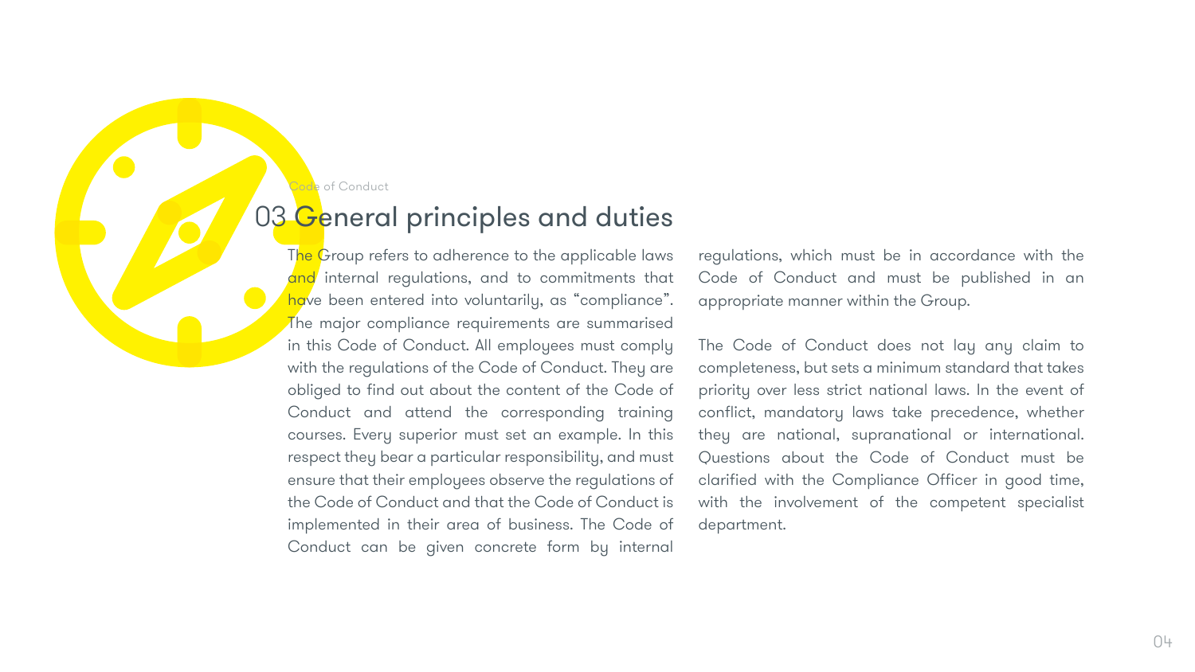Code of Conduct

# 03 General principles and duties

The Group refers to adherence to the applicable laws and internal regulations, and to commitments that have been entered into voluntarily, as “compliance”. The major compliance requirements are summarised in this Code of Conduct. All employees must comply with the regulations of the Code of Conduct. They are obliged to find out about the content of the Code of Conduct and attend the corresponding training courses. Every superior must set an example. In this respect they bear a particular responsibility, and must ensure that their employees observe the regulations of the Code of Conduct and that the Code of Conduct is implemented in their area of business. The Code of Conduct can be given concrete form by internal regulations, which must be in accordance with the Code of Conduct and must be published in an appropriate manner within the Group.

The Code of Conduct does not lay any claim to completeness, but sets a minimum standard that takes priority over less strict national laws. In the event of conflict, mandatory laws take precedence, whether they are national, supranational or international. Questions about the Code of Conduct must be clarified with the Compliance Officer in good time, with the involvement of the competent specialist department.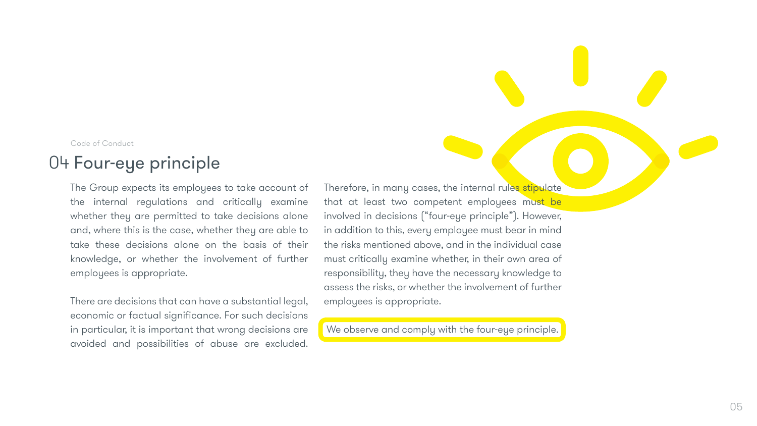Code of Conduct

# 04 Four-eye principle

The Group expects its employees to take account of the internal regulations and critically examine whether they are permitted to take decisions alone and, where this is the case, whether they are able to take these decisions alone on the basis of their knowledge, or whether the involvement of further employees is appropriate.

There are decisions that can have a substantial legal, economic or factual significance. For such decisions in particular, it is important that wrong decisions are avoided and possibilities of abuse are excluded.

Therefore, in many cases, the internal rules stipulate that at least two competent employees must be involved in decisions ("four-eye principle"). However, in addition to this, every employee must bear in mind the risks mentioned above, and in the individual case must critically examine whether, in their own area of responsibility, they have the necessary knowledge to assess the risks, or whether the involvement of further employees is appropriate.

**We observe and comply with the four-eye principle.**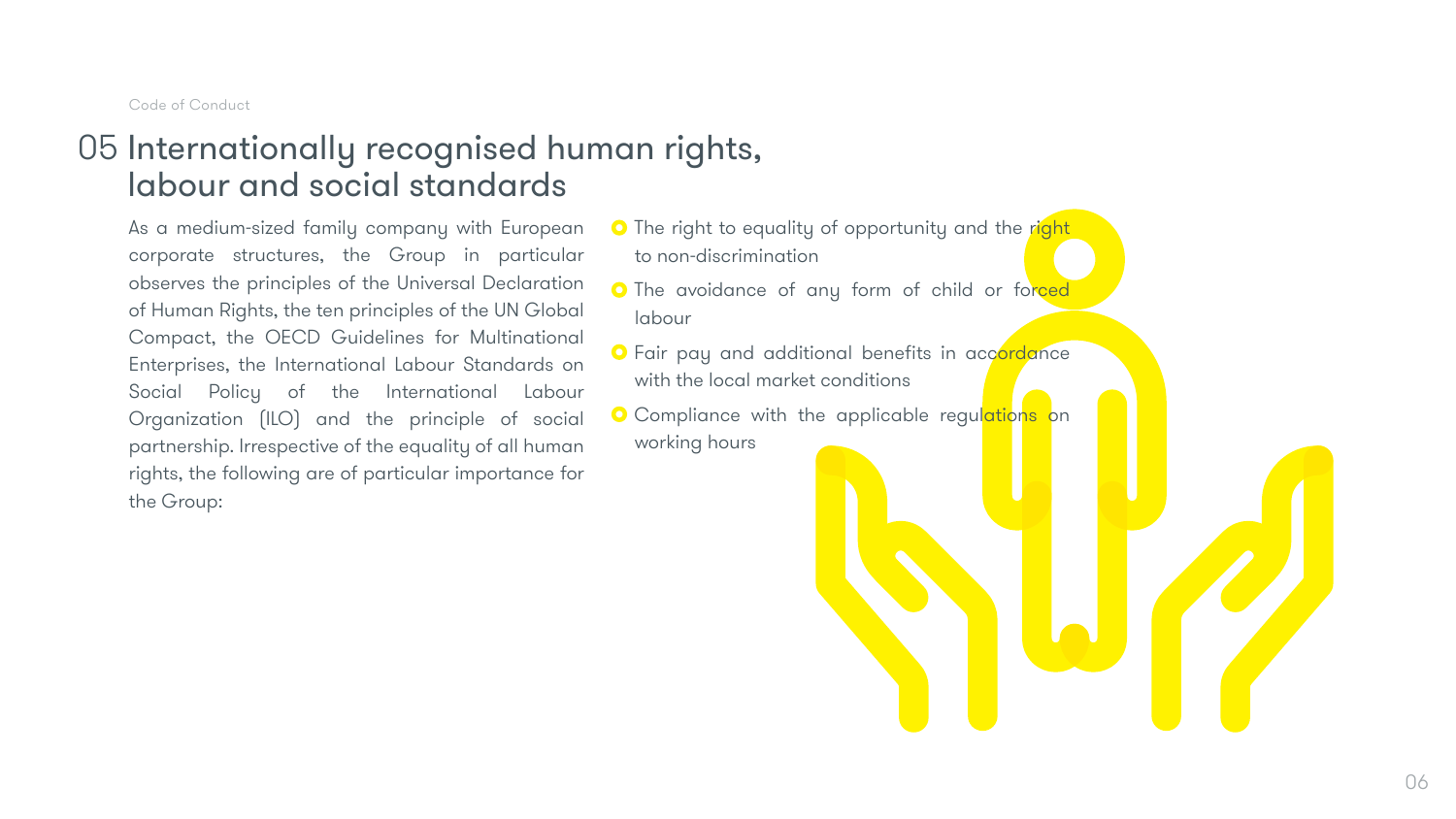# 05 Internationally recognised human rights, labour and social standards

As a medium-sized family company with European corporate structures, the Group in particular observes the principles of the Universal Declaration of Human Rights, the ten principles of the UN Global Compact, the OECD Guidelines for Multinational Enterprises, the International Labour Standards on Social Policy of the International Labour Organization (ILO) and the principle of social partnership. Irrespective of the equality of all human rights, the following are of particular importance for the Group:

- The right to equality of opportunity and the right to non-discrimination
- The avoidance of any form of child or forced labour
- Fair pay and additional benefits in accordance with the local market conditions
- Compliance with the applicable regulations on working hours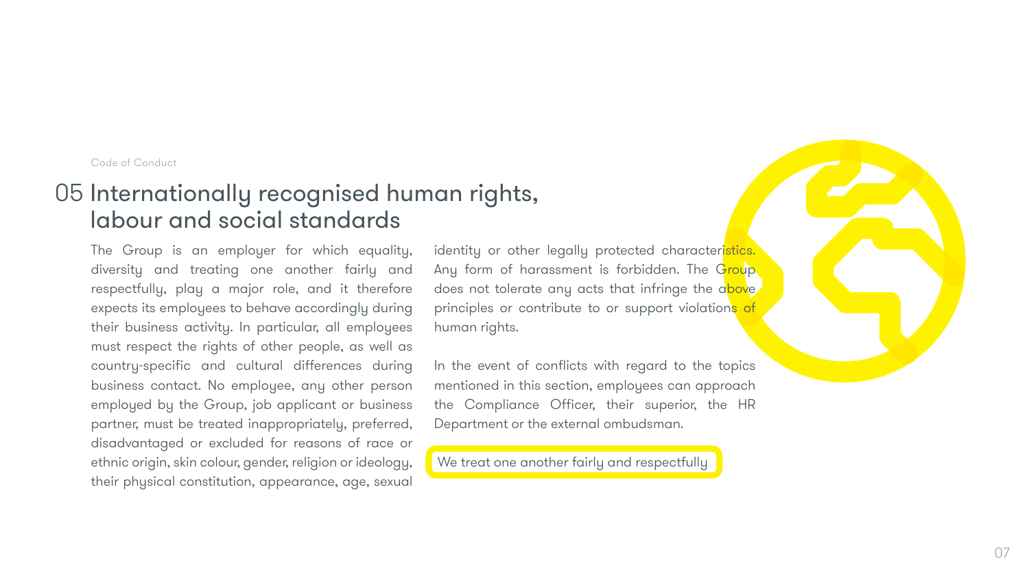# 05 Internationally recognised human rights, labour and social standards

The Group is an employer for which equality, diversity and treating one another fairly and respectfully, play a major role, and it therefore expects its employees to behave accordingly during their business activity. In particular, all employees must respect the rights of other people, as well as country-specific and cultural differences during business contact. No employee, any other person employed by the Group, job applicant or business partner, must be treated inappropriately, preferred, disadvantaged or excluded for reasons of race or ethnic origin, skin colour, gender, religion or ideology, their physical constitution, appearance, age, sexual identity or other legally protected characteristics. Any form of harassment is forbidden. The Group does not tolerate any acts that infringe the above principles or contribute to or support violations of human rights.

In the event of conflicts with regard to the topics mentioned in this section, employees can approach the Compliance Officer, their superior, the HR Department or the external ombudsman.

**We treat one another fairly and respectfully**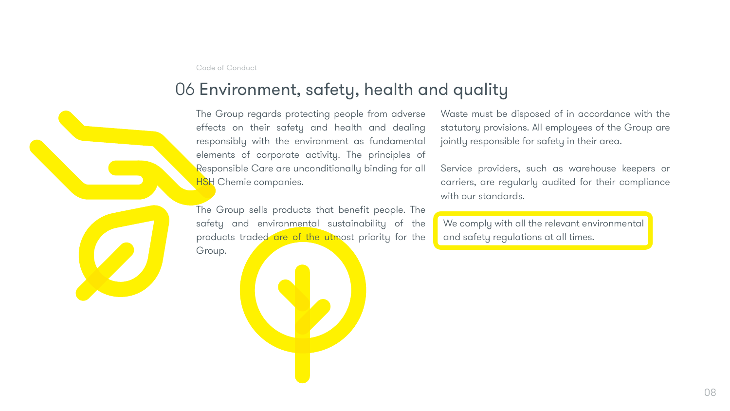## 06 Environment, safety, health and quality

The Group regards protecting people from adverse effects on their safety and health and dealing responsibly with the environment as fundamental elements of corporate activity. The principles of Responsible Care are unconditionally binding for all HSH Chemie companies.

The Group sells products that benefit people. The safety and environmental sustainability of the products traded are of the utmost priority for the Group.

Waste must be disposed of in accordance with the statutory provisions. All employees of the Group are jointly responsible for safety in their area.

Service providers, such as warehouse keepers or carriers, are regularly audited for their compliance with our standards.

We comply with all the relevant environmental and safety regulations at all times.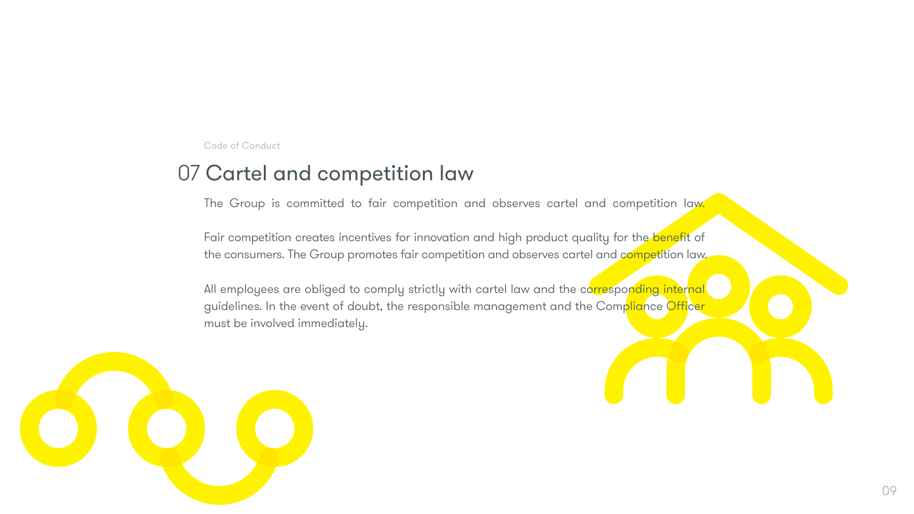## 07 Cartel and competition law

The Group is committed to fair competition and observes cartel and competition law.

Fair competition creates incentives for innovation and high product quality for the benefit of the consumers. The Group promotes fair competition and observes cartel and competition law.

All employees are obliged to comply strictly with cartel law and the corresponding internal guidelines. In the event of doubt, the responsible management and the Compliance Officer must be involved immediately.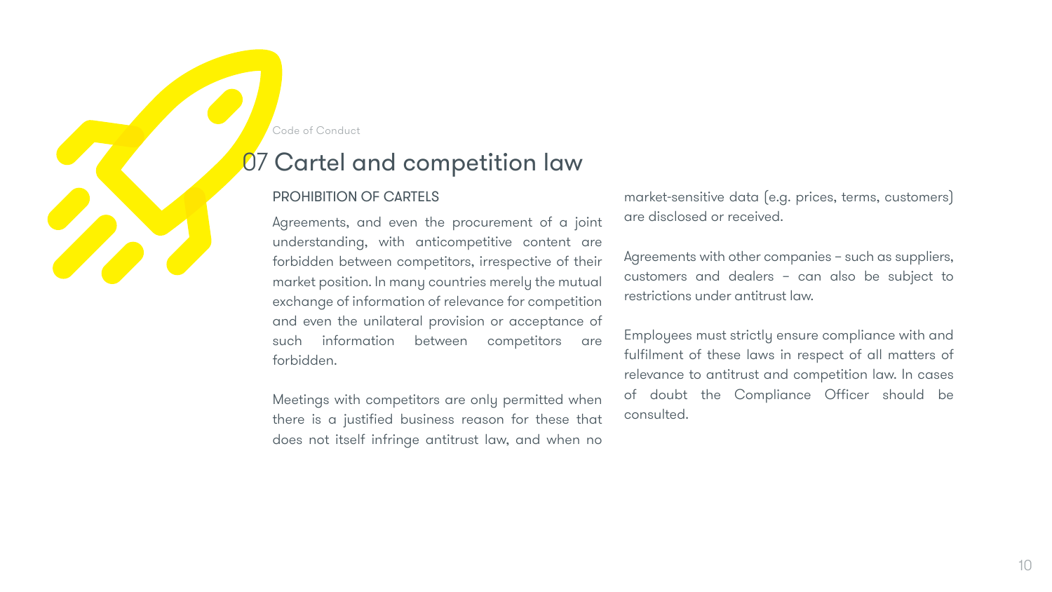# 07 Cartel and competition law

### PROHIBITION OF CARTELS

Agreements, and even the procurement of a joint understanding, with anticompetitive content are forbidden between competitors, irrespective of their market position. In many countries merely the mutual exchange of information of relevance for competition and even the unilateral provision or acceptance of such information between competitors are forbidden.

Meetings with competitors are only permitted when there is a justified business reason for these that does not itself infringe antitrust law, and when no market-sensitive data (e.g. prices, terms, customers) are disclosed or received.

Agreements with other companies – such as suppliers, customers and dealers – can also be subject to restrictions under antitrust law.

Employees must strictly ensure compliance with and fulfilment of these laws in respect of all matters of relevance to antitrust and competition law. In cases of doubt the Compliance Officer should be consulted.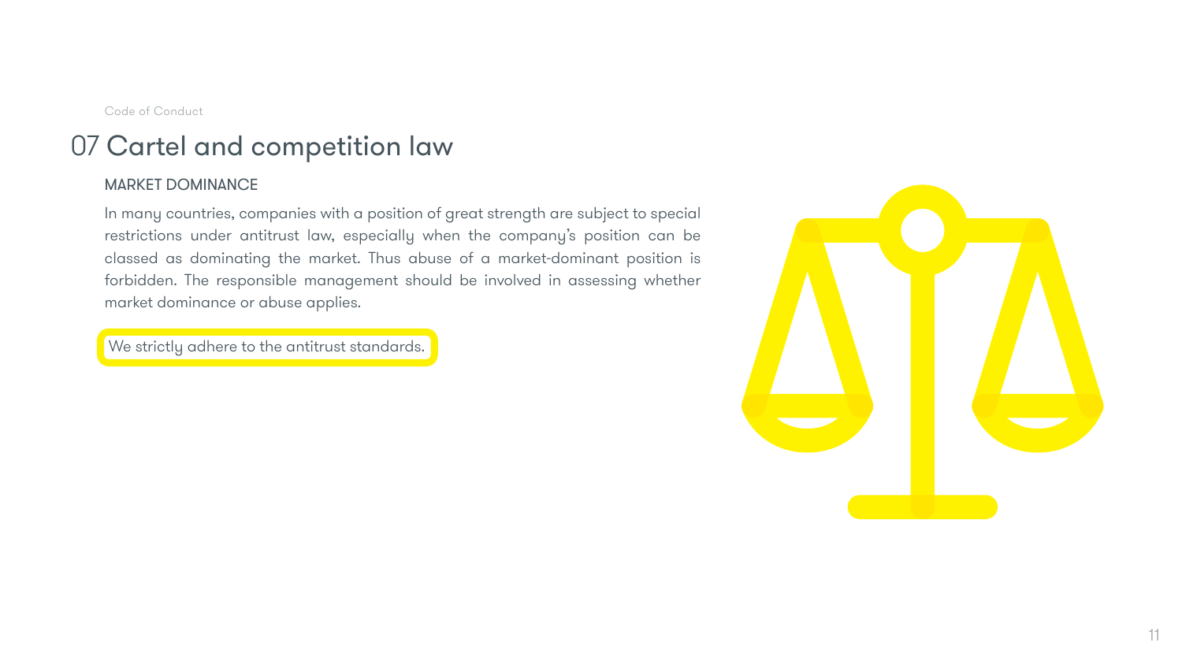# 07 Cartel and competition law

### MARKET DOMINANCE

In many countries, companies with a position of great strength are subject to special restrictions under antitrust law, especially when the company's position can be classed as dominating the market. Thus abuse of a market-dominant position is forbidden. The responsible management should be involved in assessing whether market dominance or abuse applies.

We strictly adhere to the antitrust standards.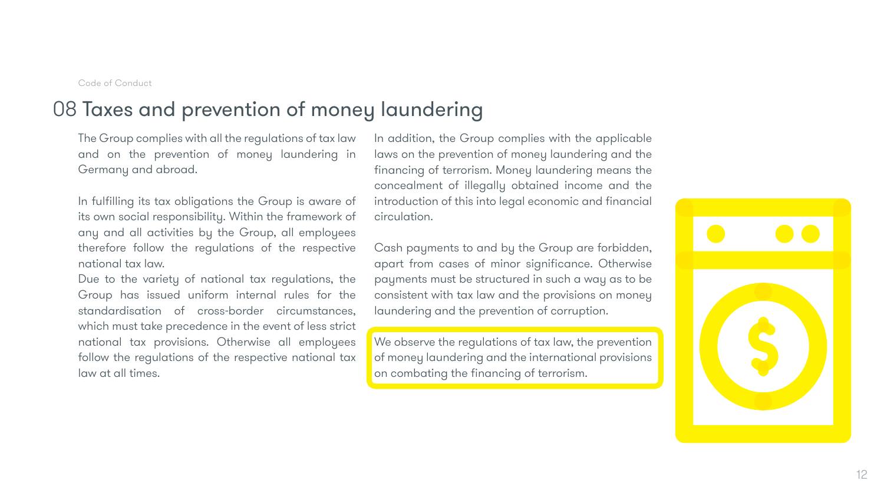# 08 Taxes and prevention of money laundering

The Group complies with all the regulations of tax law and on the prevention of money laundering in Germany and abroad.

In fulfilling its tax obligations the Group is aware of its own social responsibility. Within the framework of any and all activities by the Group, all employees therefore follow the regulations of the respective national tax law.
Due to the variety of national tax regulations, the Group has issued uniform internal rules for the standardisation of cross-border circumstances, which must take precedence in the event of less strict national tax provisions. Otherwise all employees follow the regulations of the respective national tax law at all times.

In addition, the Group complies with the applicable laws on the prevention of money laundering and the financing of terrorism. Money laundering means the concealment of illegally obtained income and the introduction of this into legal economic and financial circulation.

Cash payments to and by the Group are forbidden, apart from cases of minor significance. Otherwise payments must be structured in such a way as to be consistent with tax law and the provisions on money laundering and the prevention of corruption.

We observe the regulations of tax law, the prevention of money laundering and the international provisions on combating the financing of terrorism.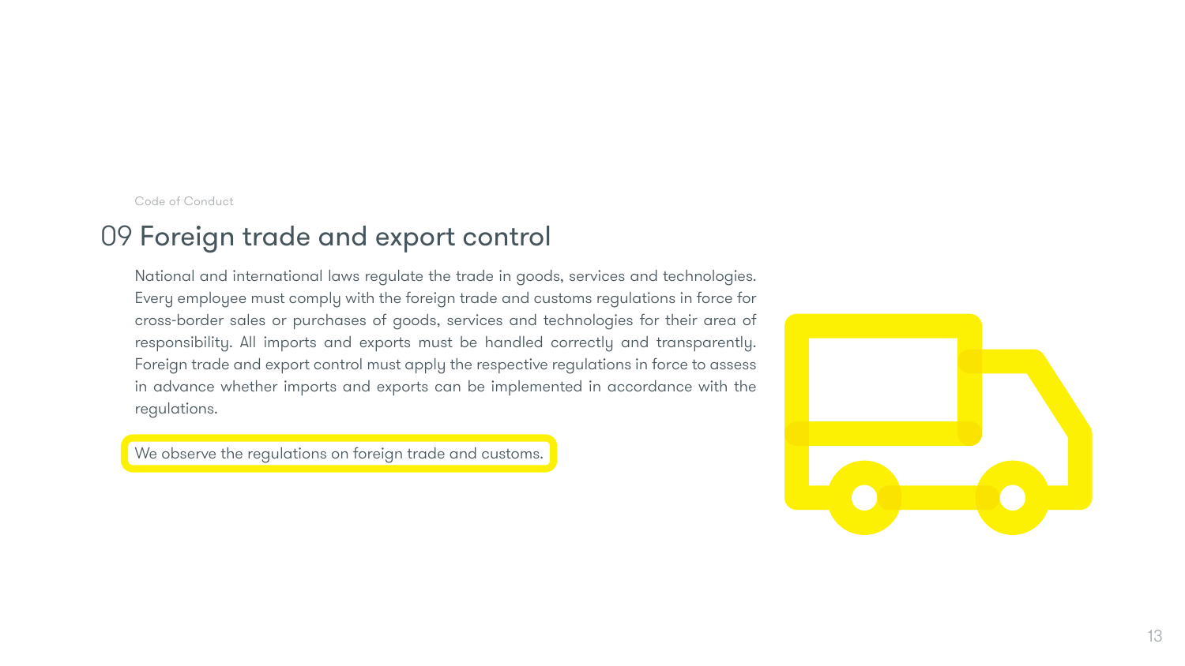# 09 Foreign trade and export control

National and international laws regulate the trade in goods, services and technologies. Every employee must comply with the foreign trade and customs regulations in force for cross-border sales or purchases of goods, services and technologies for their area of responsibility. All imports and exports must be handled correctly and transparently. Foreign trade and export control must apply the respective regulations in force to assess in advance whether imports and exports can be implemented in accordance with the regulations.

**We observe the regulations on foreign trade and customs.**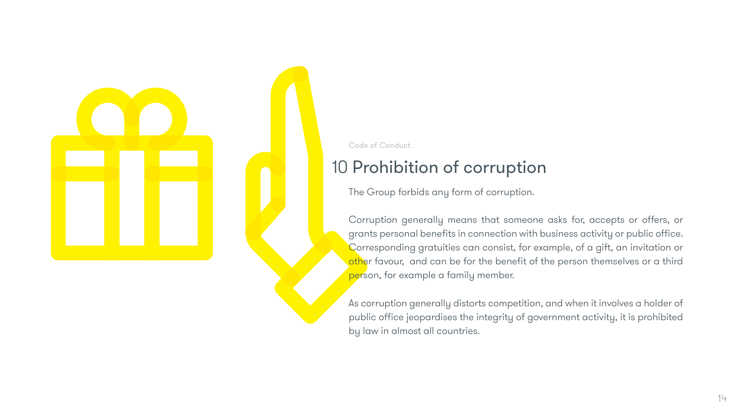Code of Conduct

# 10 Prohibition of corruption

The Group forbids any form of corruption.

Corruption generally means that someone asks for, accepts or offers, or grants personal benefits in connection with business activity or public office. Corresponding gratuities can consist, for example, of a gift, an invitation or other favour, and can be for the benefit of the person themselves or a third person, for example a family member.

As corruption generally distorts competition, and when it involves a holder of public office jeopardises the integrity of government activity, it is prohibited by law in almost all countries.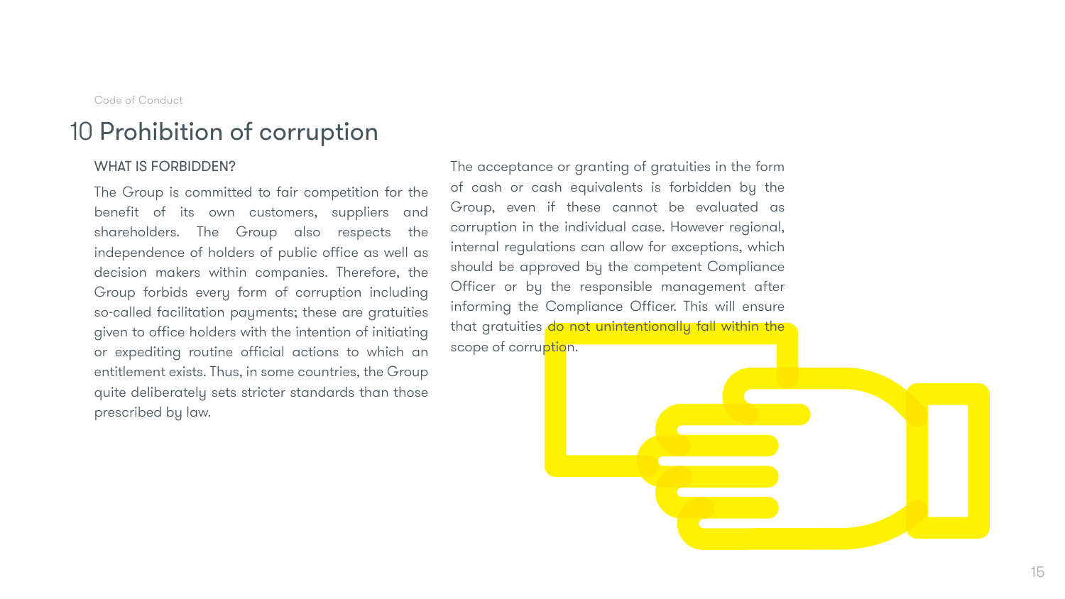# 10 Prohibition of corruption

## WHAT IS FORBIDDEN?

The Group is committed to fair competition for the benefit of its own customers, suppliers and shareholders. The Group also respects the independence of holders of public office as well as decision makers within companies. Therefore, the Group forbids every form of corruption including so-called facilitation payments; these are gratuities given to office holders with the intention of initiating or expediting routine official actions to which an entitlement exists. Thus, in some countries, the Group quite deliberately sets stricter standards than those prescribed by law.

The acceptance or granting of gratuities in the form of cash or cash equivalents is forbidden by the Group, even if these cannot be evaluated as corruption in the individual case. However regional, internal regulations can allow for exceptions, which should be approved by the competent Compliance Officer or by the responsible management after informing the Compliance Officer. This will ensure that gratuities do not unintentionally fall within the scope of corruption.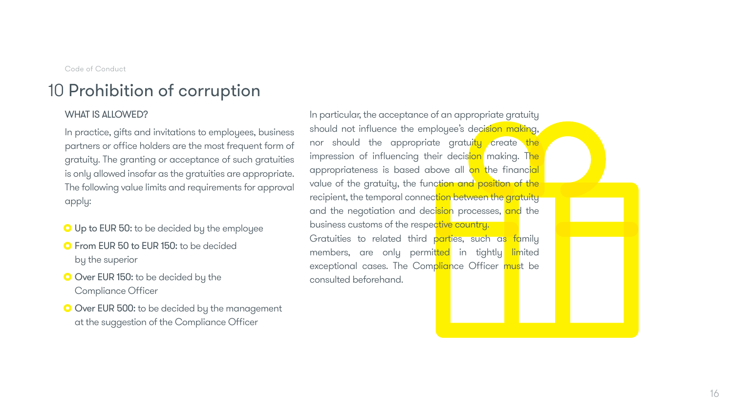# 10 Prohibition of corruption

### WHAT IS ALLOWED?

In practice, gifts and invitations to employees, business partners or office holders are the most frequent form of gratuity. The granting or acceptance of such gratuities is only allowed insofar as the gratuities are appropriate. The following value limits and requirements for approval apply:

- **Up to EUR 50:** to be decided by the employee
- **From EUR 50 to EUR 150:** to be decided by the superior
- **Over EUR 150:** to be decided by the Compliance Officer
- **Over EUR 500:** to be decided by the management at the suggestion of the Compliance Officer

In particular, the acceptance of an appropriate gratuity should not influence the employee's decision making, nor should the appropriate gratuity create the impression of influencing their decision making. The appropriateness is based above all on the financial value of the gratuity, the function and position of the recipient, the temporal connection between the gratuity and the negotiation and decision processes, and the business customs of the respective country.

Gratuities to related third parties, such as family members, are only permitted in tightly limited exceptional cases. The Compliance Officer must be consulted beforehand.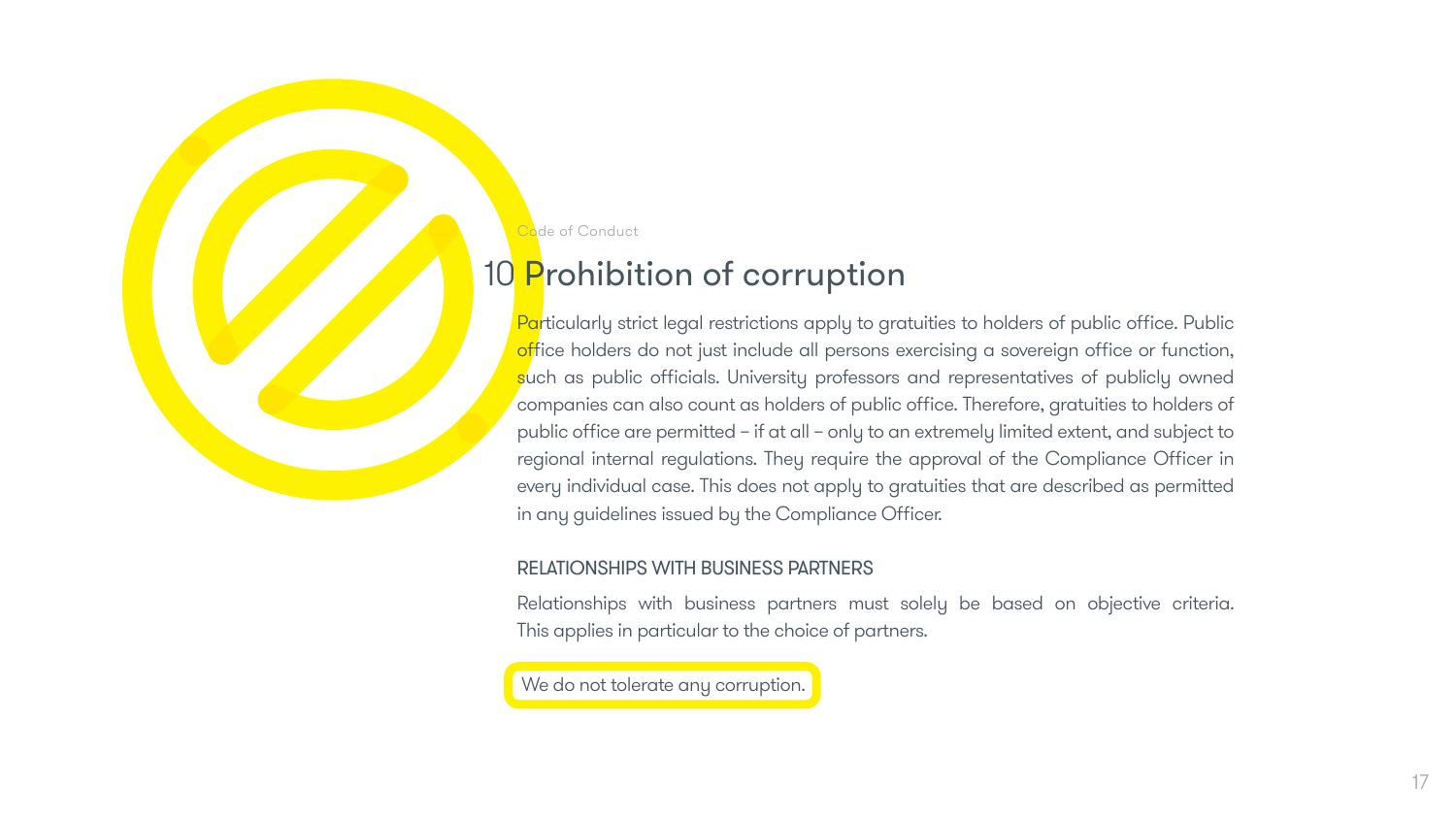# 10 Prohibition of corruption

Particularly strict legal restrictions apply to gratuities to holders of public office. Public office holders do not just include all persons exercising a sovereign office or function, such as public officials. University professors and representatives of publicly owned companies can also count as holders of public office. Therefore, gratuities to holders of public office are permitted – if at all – only to an extremely limited extent, and subject to regional internal regulations. They require the approval of the Compliance Officer in every individual case. This does not apply to gratuities that are described as permitted in any guidelines issued by the Compliance Officer.

## RELATIONSHIPS WITH BUSINESS PARTNERS

Relationships with business partners must solely be based on objective criteria. This applies in particular to the choice of partners.

We do not tolerate any corruption.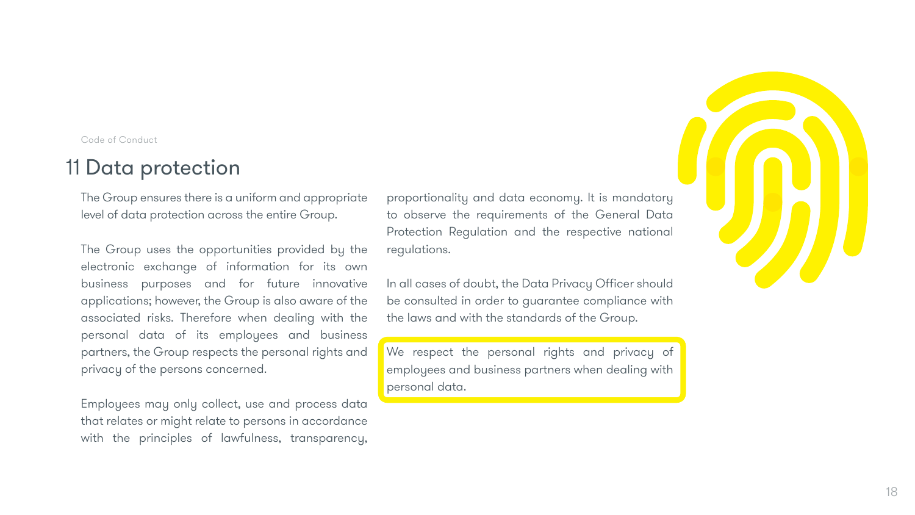## 11 Data protection

The Group ensures there is a uniform and appropriate level of data protection across the entire Group.

The Group uses the opportunities provided by the electronic exchange of information for its own business purposes and for future innovative applications; however, the Group is also aware of the associated risks. Therefore when dealing with the personal data of its employees and business partners, the Group respects the personal rights and privacy of the persons concerned.

Employees may only collect, use and process data that relates or might relate to persons in accordance with the principles of lawfulness, transparency, proportionality and data economy. It is mandatory to observe the requirements of the General Data Protection Regulation and the respective national regulations.

In all cases of doubt, the Data Privacy Officer should be consulted in order to guarantee compliance with the laws and with the standards of the Group.

We respect the personal rights and privacy of employees and business partners when dealing with personal data.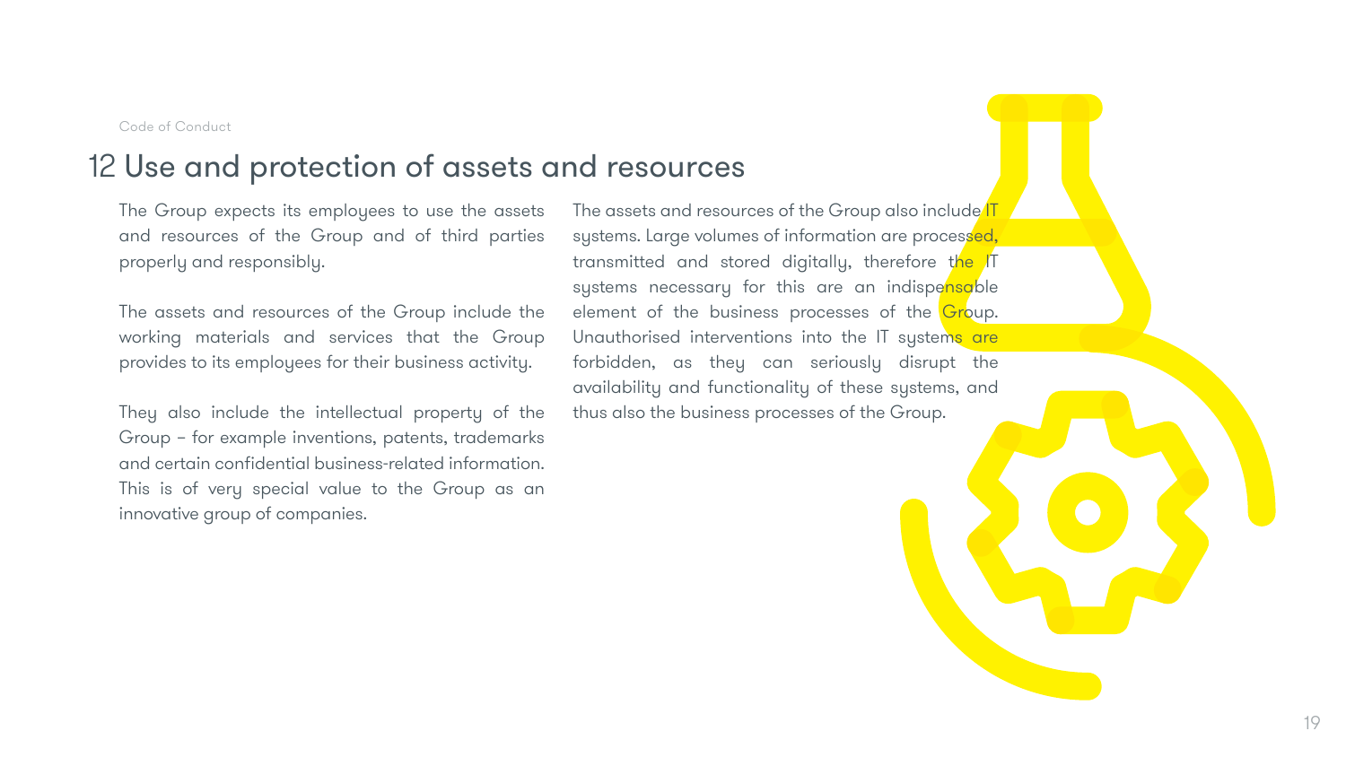## 12 Use and protection of assets and resources

The Group expects its employees to use the assets and resources of the Group and of third parties properly and responsibly.

The assets and resources of the Group include the working materials and services that the Group provides to its employees for their business activity.

They also include the intellectual property of the Group – for example inventions, patents, trademarks and certain confidential business-related information. This is of very special value to the Group as an innovative group of companies.

The assets and resources of the Group also include IT systems. Large volumes of information are processed, transmitted and stored digitally, therefore the IT systems necessary for this are an indispensable element of the business processes of the Group. Unauthorised interventions into the IT systems are forbidden, as they can seriously disrupt the availability and functionality of these systems, and thus also the business processes of the Group.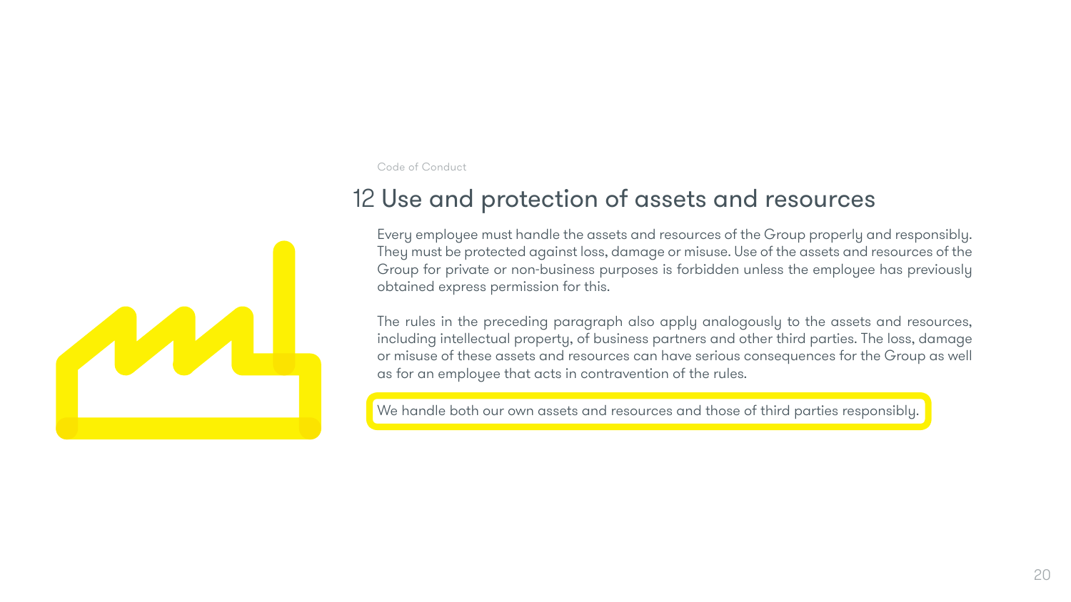## 12 Use and protection of assets and resources

Every employee must handle the assets and resources of the Group properly and responsibly. They must be protected against loss, damage or misuse. Use of the assets and resources of the Group for private or non-business purposes is forbidden unless the employee has previously obtained express permission for this.

The rules in the preceding paragraph also apply analogously to the assets and resources, including intellectual property, of business partners and other third parties. The loss, damage or misuse of these assets and resources can have serious consequences for the Group as well as for an employee that acts in contravention of the rules.

We handle both our own assets and resources and those of third parties responsibly.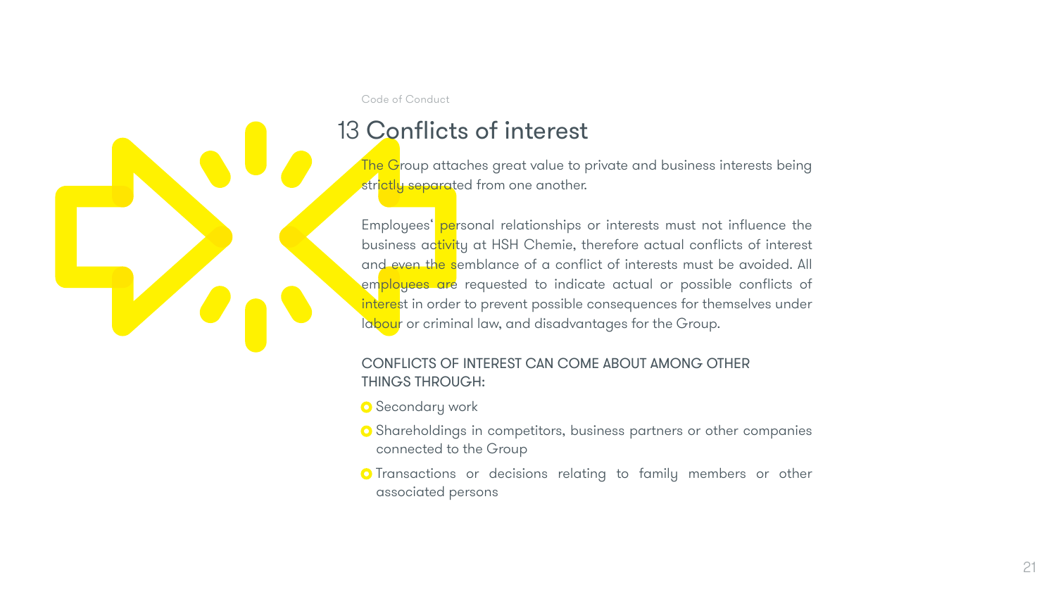# 13 Conflicts of interest

The Group attaches great value to private and business interests being strictly separated from one another.

Employees' personal relationships or interests must not influence the business activity at HSH Chemie, therefore actual conflicts of interest and even the semblance of a conflict of interests must be avoided. All employees are requested to indicate actual or possible conflicts of interest in order to prevent possible consequences for themselves under labour or criminal law, and disadvantages for the Group.

CONFLICTS OF INTEREST CAN COME ABOUT AMONG OTHER THINGS THROUGH:

- Secondary work
- Shareholdings in competitors, business partners or other companies connected to the Group
- Transactions or decisions relating to family members or other associated persons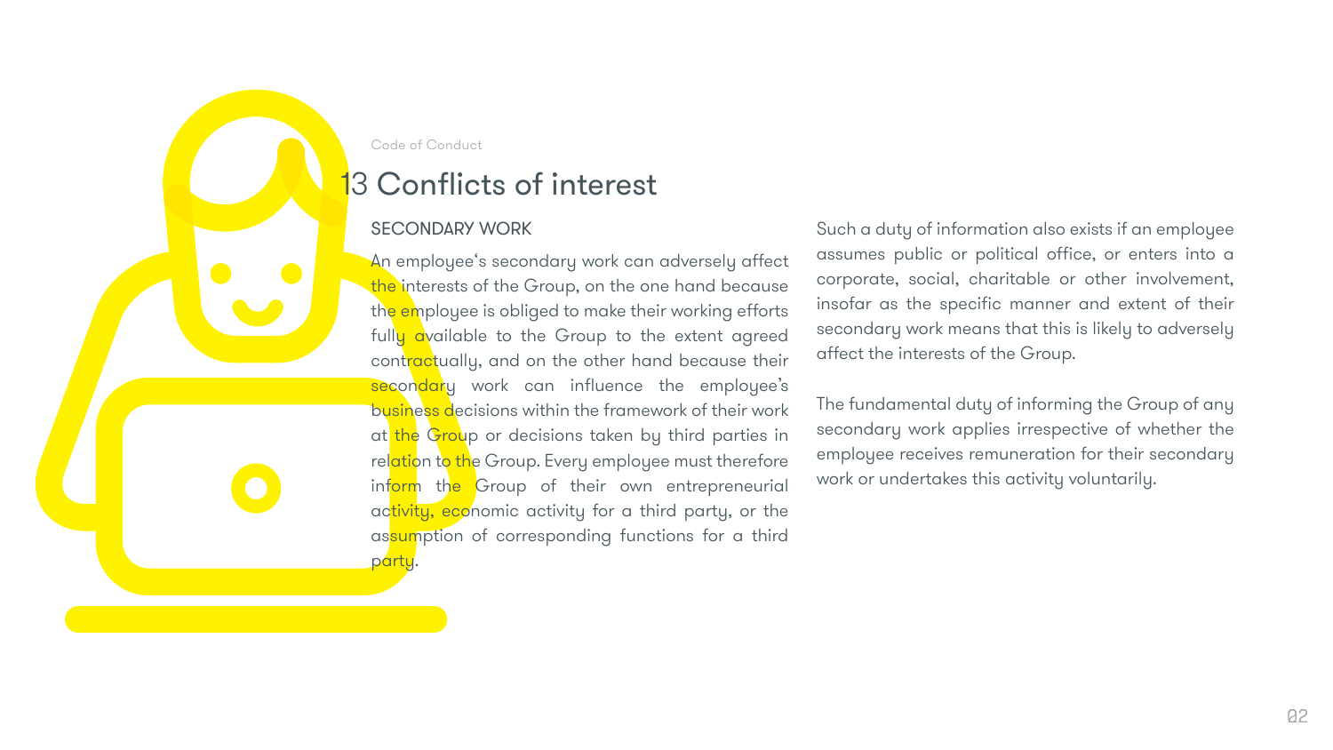## 13 Conflicts of interest

### SECONDARY WORK

An employee's secondary work can adversely affect the interests of the Group, on the one hand because the employee is obliged to make their working efforts fully available to the Group to the extent agreed contractually, and on the other hand because their secondary work can influence the employee's business decisions within the framework of their work at the Group or decisions taken by third parties in relation to the Group. Every employee must therefore inform the Group of their own entrepreneurial activity, economic activity for a third party, or the assumption of corresponding functions for a third party.

Such a duty of information also exists if an employee assumes public or political office, or enters into a corporate, social, charitable or other involvement, insofar as the specific manner and extent of their secondary work means that this is likely to adversely affect the interests of the Group.

The fundamental duty of informing the Group of any secondary work applies irrespective of whether the employee receives remuneration for their secondary work or undertakes this activity voluntarily.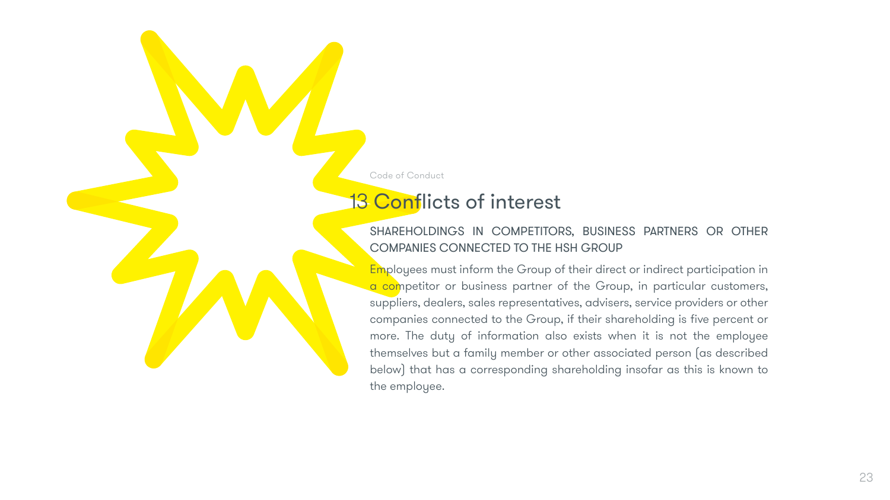# 13 Conflicts of interest

## SHAREHOLDINGS IN COMPETITORS, BUSINESS PARTNERS OR OTHER COMPANIES CONNECTED TO THE HSH GROUP

Employees must inform the Group of their direct or indirect participation in a competitor or business partner of the Group, in particular customers, suppliers, dealers, sales representatives, advisers, service providers or other companies connected to the Group, if their shareholding is five percent or more. The duty of information also exists when it is not the employee themselves but a family member or other associated person (as described below) that has a corresponding shareholding insofar as this is known to the employee.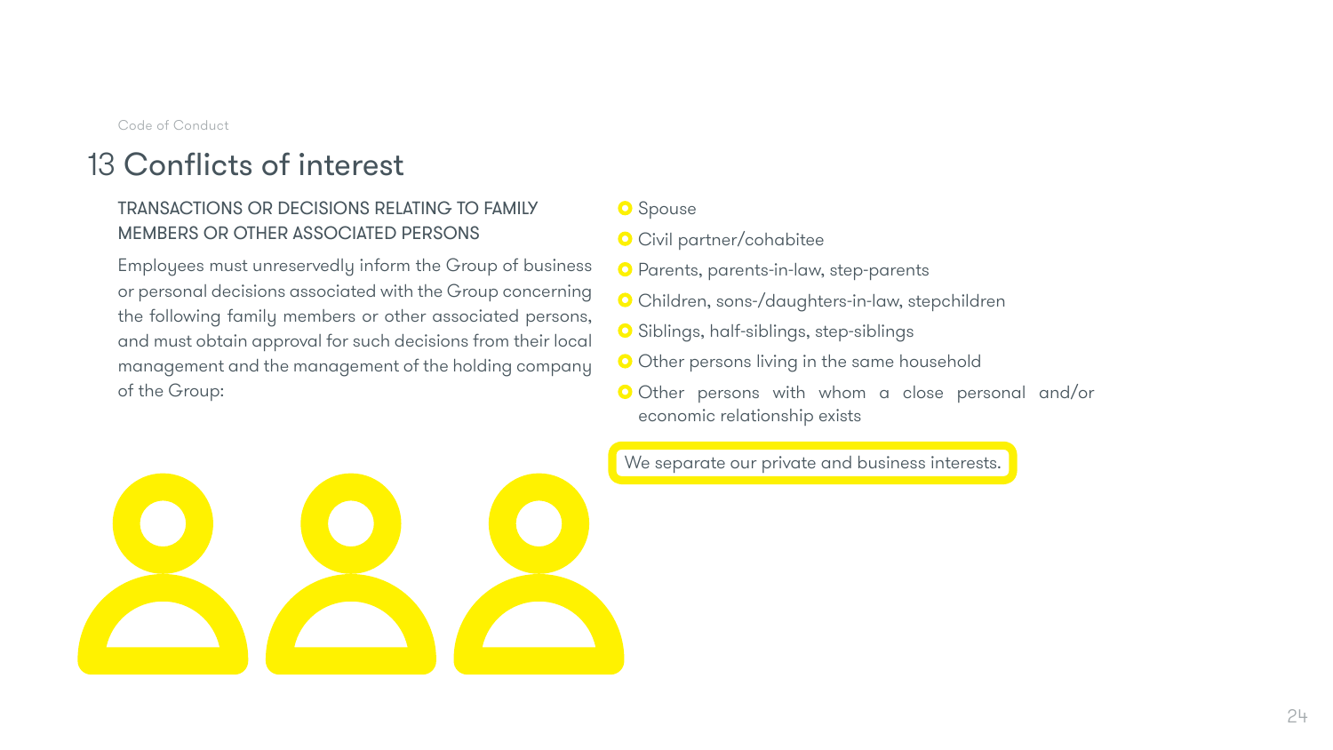# 13 Conflicts of interest

## TRANSACTIONS OR DECISIONS RELATING TO FAMILY MEMBERS OR OTHER ASSOCIATED PERSONS

Employees must unreservedly inform the Group of business or personal decisions associated with the Group concerning the following family members or other associated persons, and must obtain approval for such decisions from their local management and the management of the holding company of the Group:

- Spouse
- Civil partner/cohabitee
- Parents, parents-in-law, step-parents
- Children, sons-/daughters-in-law, stepchildren
- Siblings, half-siblings, step-siblings
- Other persons living in the same household
- Other persons with whom a close personal and/or economic relationship exists

We separate our private and business interests.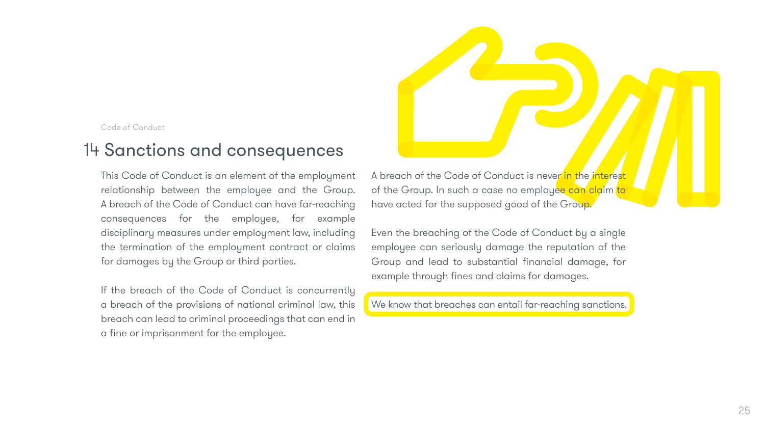Code of Conduct

# 14 Sanctions and consequences

This Code of Conduct is an element of the employment relationship between the employee and the Group. A breach of the Code of Conduct can have far-reaching consequences for the employee, for example disciplinary measures under employment law, including the termination of the employment contract or claims for damages by the Group or third parties.

If the breach of the Code of Conduct is concurrently a breach of the provisions of national criminal law, this breach can lead to criminal proceedings that can end in a fine or imprisonment for the employee.

A breach of the Code of Conduct is never in the interest of the Group. In such a case no employee can claim to have acted for the supposed good of the Group.

Even the breaching of the Code of Conduct by a single employee can seriously damage the reputation of the Group and lead to substantial financial damage, for example through fines and claims for damages.

We know that breaches can entail far-reaching sanctions.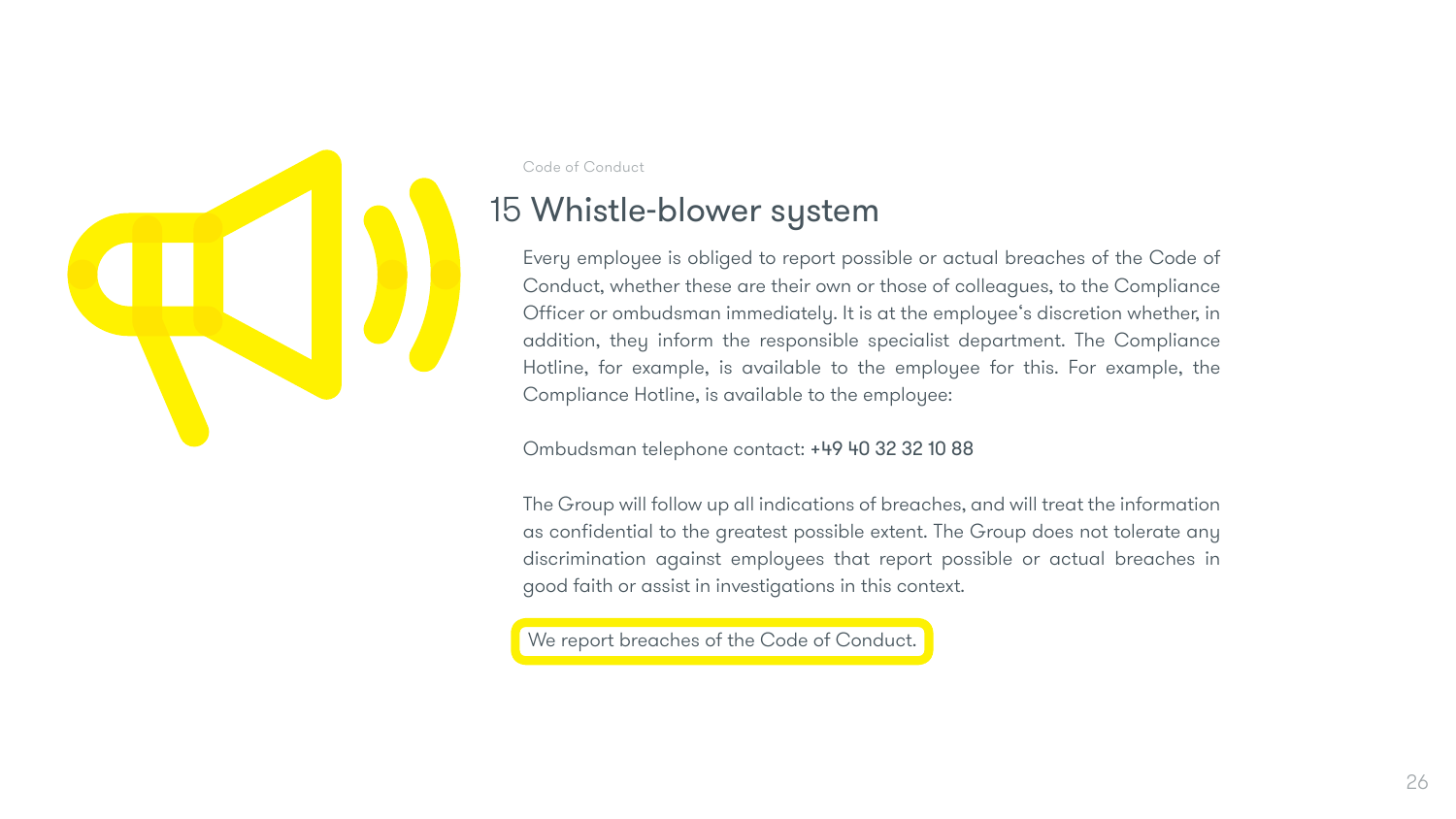## 15 Whistle-blower system

Every employee is obliged to report possible or actual breaches of the Code of Conduct, whether these are their own or those of colleagues, to the Compliance Officer or ombudsman immediately. It is at the employee's discretion whether, in addition, they inform the responsible specialist department. The Compliance Hotline, for example, is available to the employee for this. For example, the Compliance Hotline, is available to the employee:

Ombudsman telephone contact: +49 40 32 32 10 88

The Group will follow up all indications of breaches, and will treat the information as confidential to the greatest possible extent. The Group does not tolerate any discrimination against employees that report possible or actual breaches in good faith or assist in investigations in this context.

**We report breaches of the Code of Conduct.**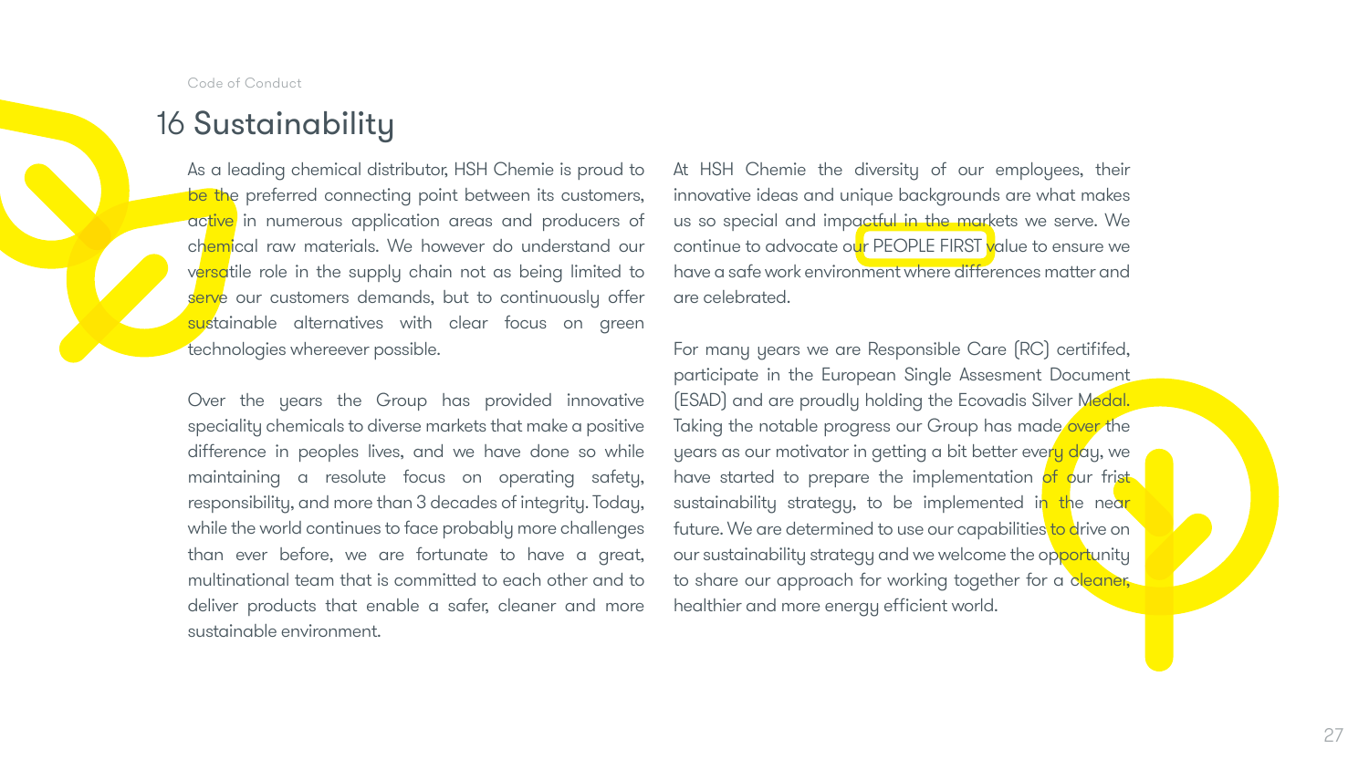# 16 Sustainability

As a leading chemical distributor, HSH Chemie is proud to be the preferred connecting point between its customers, active in numerous application areas and producers of chemical raw materials. We however do understand our versatile role in the supply chain not as being limited to serve our customers demands, but to continuously offer sustainable alternatives with clear focus on green technologies whereever possible.

Over the years the Group has provided innovative speciality chemicals to diverse markets that make a positive difference in peoples lives, and we have done so while maintaining a resolute focus on operating safety, responsibility, and more than 3 decades of integrity. Today, while the world continues to face probably more challenges than ever before, we are fortunate to have a great, multinational team that is committed to each other and to deliver products that enable a safer, cleaner and more sustainable environment.

At HSH Chemie the diversity of our employees, their innovative ideas and unique backgrounds are what makes us so special and impactful in the markets we serve. We continue to advocate our PEOPLE FIRST value to ensure we have a safe work environment where differences matter and are celebrated.

For many years we are Responsible Care (RC) certififed, participate in the European Single Assesment Document (ESAD) and are proudly holding the Ecovadis Silver Medal. Taking the notable progress our Group has made over the years as our motivator in getting a bit better every day, we have started to prepare the implementation of our frist sustainability strategy, to be implemented in the near future. We are determined to use our capabilities to drive on our sustainability strategy and we welcome the opportunity to share our approach for working together for a cleaner, healthier and more energy efficient world.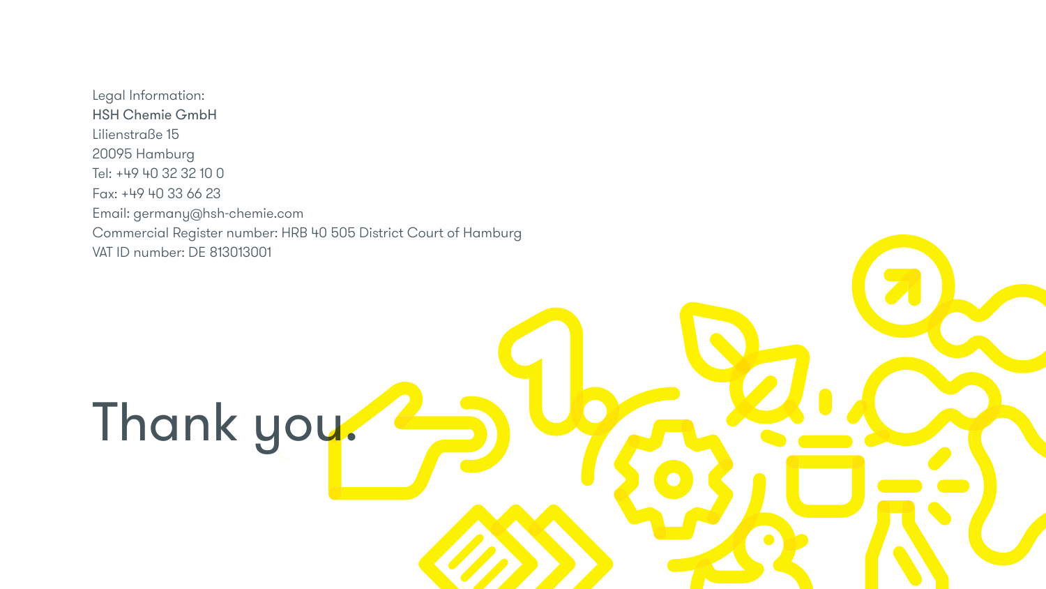Legal Information:
HSH Chemie GmbH
Lilienstraße 15
20095 Hamburg
Tel: +49 40 32 32 10 0
Fax: +49 40 33 66 23
Email: germany@hsh-chemie.com
Commercial Register number: HRB 40 505 District Court of Hamburg
VAT ID number: DE 813013001

# Thank you.